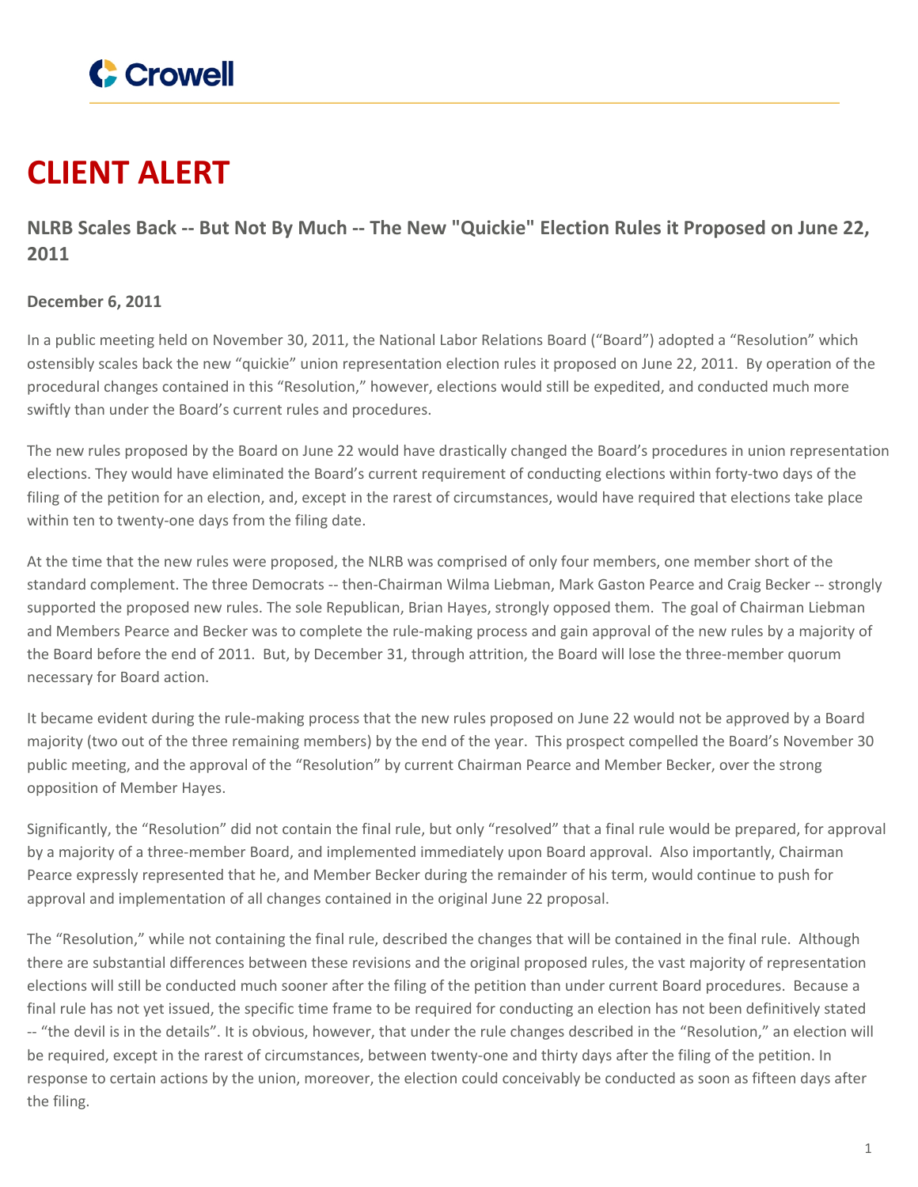# CLIENT ALERT

## NLRB Scales Back -- But Not By Much -- The New "Quickie" Election Rules it Proposed on June 22, 2011

**December 6, 2011**

In a public meeting held on November 30, 2011, the National Labor Relations Board ("Board") adopted a "Resolution" which ostensibly scales back the new "quickie" union representation election rules it proposed on June 22, 2011. By operation of the procedural changes contained in this "Resolution," however, elections would still be expedited, and conducted much more swiftly than under the Board's current rules and procedures.

The new rules proposed by the Board on June 22 would have drastically changed the Board's procedures in union representation elections. They would have eliminated the Board's current requirement of conducting elections within forty-two days of the filing of the petition for an election, and, except in the rarest of circumstances, would have required that elections take place within ten to twenty-one days from the filing date.

At the time that the new rules were proposed, the NLRB was comprised of only four members, one member short of the standard complement. The three Democrats -- then-Chairman Wilma Liebman, Mark Gaston Pearce and Craig Becker -- strongly supported the proposed new rules. The sole Republican, Brian Hayes, strongly opposed them. The goal of Chairman Liebman and Members Pearce and Becker was to complete the rule-making process and gain approval of the new rules by a majority of the Board before the end of 2011. But, by December 31, through attrition, the Board will lose the three-member quorum necessary for Board action.

It became evident during the rule-making process that the new rules proposed on June 22 would not be approved by a Board majority (two out of the three remaining members) by the end of the year. This prospect compelled the Board's November 30 public meeting, and the approval of the "Resolution" by current Chairman Pearce and Member Becker, over the strong opposition of Member Hayes.

Significantly, the "Resolution" did not contain the final rule, but only "resolved" that a final rule would be prepared, for approval by a majority of a three-member Board, and implemented immediately upon Board approval. Also importantly, Chairman Pearce expressly represented that he, and Member Becker during the remainder of his term, would continue to push for approval and implementation of all changes contained in the original June 22 proposal.

The "Resolution," while not containing the final rule, described the changes that will be contained in the final rule. Although there are substantial differences between these revisions and the original proposed rules, the vast majority of representation elections will still be conducted much sooner after the filing of the petition than under current Board procedures. Because a final rule has not yet issued, the specific time frame to be required for conducting an election has not been definitively stated -- "the devil is in the details". It is obvious, however, that under the rule changes described in the "Resolution," an election will be required, except in the rarest of circumstances, between twenty-one and thirty days after the filing of the petition. In response to certain actions by the union, moreover, the election could conceivably be conducted as soon as fifteen days after the filing.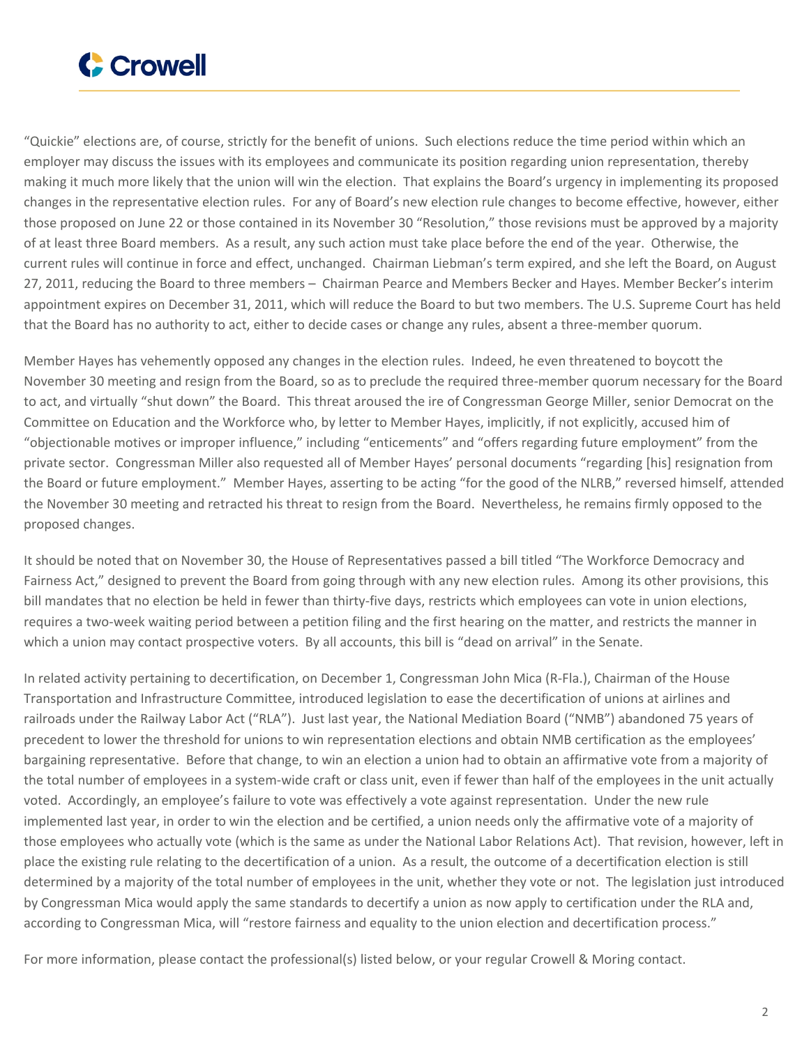"Quickie" elections are, of course, strictly for the benefit of unions. Such elections reduce the time period within which an employer may discuss the issues with its employees and communicate its position regarding union representation, thereby making it much more likely that the union will win the election. That explains the Board's urgency in implementing its proposed changes in the representative election rules. For any of Board's new election rule changes to become effective, however, either those proposed on June 22 or those contained in its November 30 "Resolution," those revisions must be approved by a majority of at least three Board members. As a result, any such action must take place before the end of the year. Otherwise, the current rules will continue in force and effect, unchanged. Chairman Liebman's term expired, and she left the Board, on August 27, 2011, reducing the Board to three members – Chairman Pearce and Members Becker and Hayes. Member Becker's interim appointment expires on December 31, 2011, which will reduce the Board to but two members. The U.S. Supreme Court has held that the Board has no authority to act, either to decide cases or change any rules, absent a three-member quorum.

Member Hayes has vehemently opposed any changes in the election rules. Indeed, he even threatened to boycott the November 30 meeting and resign from the Board, so as to preclude the required three-member quorum necessary for the Board to act, and virtually "shut down" the Board. This threat aroused the ire of Congressman George Miller, senior Democrat on the Committee on Education and the Workforce who, by letter to Member Hayes, implicitly, if not explicitly, accused him of "objectionable motives or improper influence," including "enticements" and "offers regarding future employment" from the private sector. Congressman Miller also requested all of Member Hayes' personal documents "regarding [his] resignation from the Board or future employment." Member Hayes, asserting to be acting "for the good of the NLRB," reversed himself, attended the November 30 meeting and retracted his threat to resign from the Board. Nevertheless, he remains firmly opposed to the proposed changes.

It should be noted that on November 30, the House of Representatives passed a bill titled "The Workforce Democracy and Fairness Act," designed to prevent the Board from going through with any new election rules. Among its other provisions, this bill mandates that no election be held in fewer than thirty-five days, restricts which employees can vote in union elections, requires a two-week waiting period between a petition filing and the first hearing on the matter, and restricts the manner in which a union may contact prospective voters. By all accounts, this bill is "dead on arrival" in the Senate.

In related activity pertaining to decertification, on December 1, Congressman John Mica (R-Fla.), Chairman of the House Transportation and Infrastructure Committee, introduced legislation to ease the decertification of unions at airlines and railroads under the Railway Labor Act ("RLA"). Just last year, the National Mediation Board ("NMB") abandoned 75 years of precedent to lower the threshold for unions to win representation elections and obtain NMB certification as the employees' bargaining representative. Before that change, to win an election a union had to obtain an affirmative vote from a majority of the total number of employees in a system-wide craft or class unit, even if fewer than half of the employees in the unit actually voted. Accordingly, an employee's failure to vote was effectively a vote against representation. Under the new rule implemented last year, in order to win the election and be certified, a union needs only the affirmative vote of a majority of those employees who actually vote (which is the same as under the National Labor Relations Act). That revision, however, left in place the existing rule relating to the decertification of a union. As a result, the outcome of a decertification election is still determined by a majority of the total number of employees in the unit, whether they vote or not. The legislation just introduced by Congressman Mica would apply the same standards to decertify a union as now apply to certification under the RLA and, according to Congressman Mica, will "restore fairness and equality to the union election and decertification process."

For more information, please contact the professional(s) listed below, or your regular Crowell & Moring contact.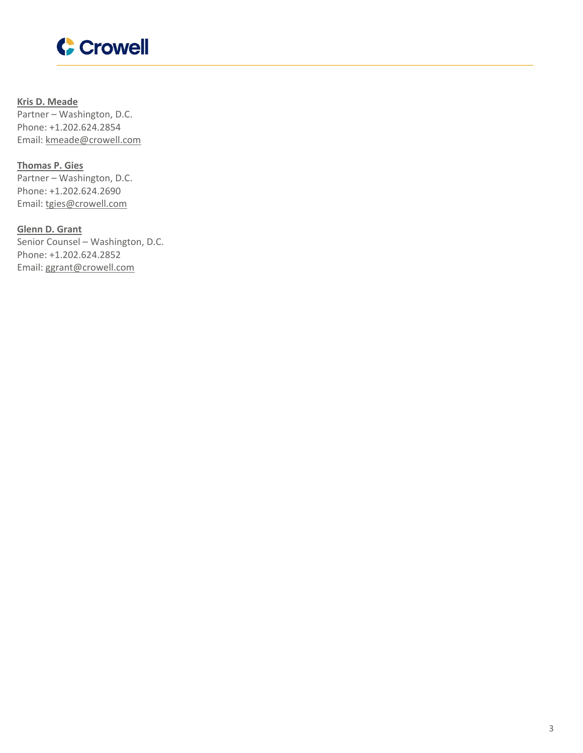**Kris D. Meade**
Partner – Washington, D.C.
Phone: +1.202.624.2854
Email: kmeade@crowell.com

**Thomas P. Gies**
Partner – Washington, D.C.
Phone: +1.202.624.2690
Email: tgies@crowell.com

**Glenn D. Grant**
Senior Counsel – Washington, D.C.
Phone: +1.202.624.2852
Email: ggrant@crowell.com